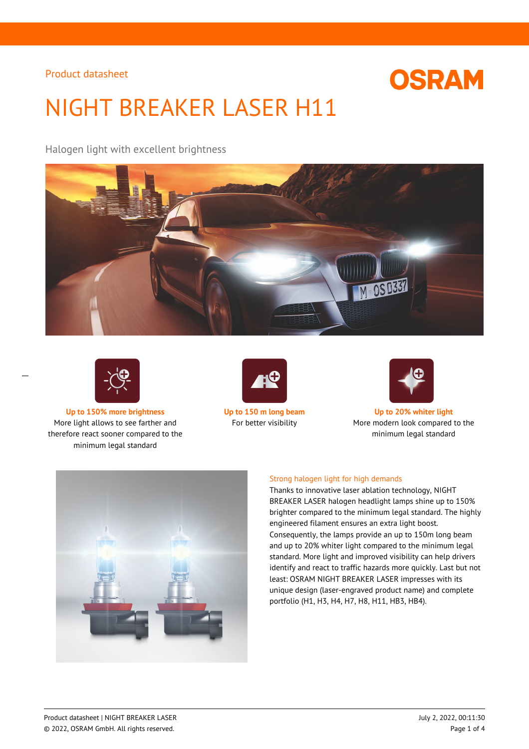Product datasheet

# NIGHT BREAKER LASER H11

Halogen light with excellent brightness

**Up to 150% more brightness**
More light allows to see farther and therefore react sooner compared to the minimum legal standard

**Up to 150 m long beam**
For better visibility

**Up to 20% whiter light**
More modern look compared to the minimum legal standard

## Strong halogen light for high demands

Thanks to innovative laser ablation technology, NIGHT BREAKER LASER halogen headlight lamps shine up to 150% brighter compared to the minimum legal standard. The highly engineered filament ensures an extra light boost. Consequently, the lamps provide an up to 150m long beam and up to 20% whiter light compared to the minimum legal standard. More light and improved visibility can help drivers identify and react to traffic hazards more quickly. Last but not least: OSRAM NIGHT BREAKER LASER impresses with its unique design (laser-engraved product name) and complete portfolio (H1, H3, H4, H7, H8, H11, HB3, HB4).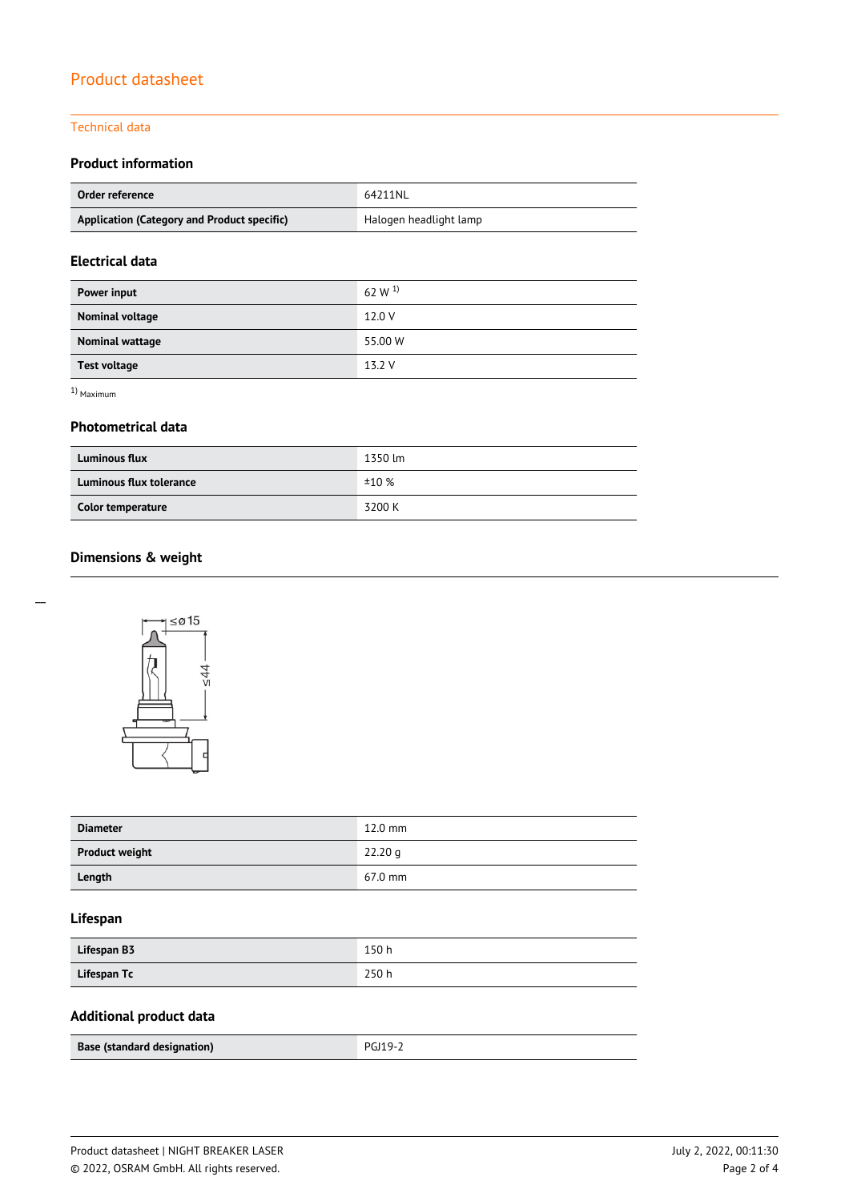# Product datasheet

## Technical data

### Product information

| Order reference | 64211NL |
|---|---|
| Application (Category and Product specific) | Halogen headlight lamp |

### Electrical data

| Power input | 62 W [1] |
|---|---|
| Nominal voltage | 12.0 V |
| Nominal wattage | 55.00 W |
| Test voltage | 13.2 V |

[1] Maximum

### Photometrical data

| Luminous flux | 1350 lm |
|---|---|
| Luminous flux tolerance | ±10 % |
| Color temperature | 3200 K |

### Dimensions & weight

| Diameter | 12.0 mm |
|---|---|
| Product weight | 22.20 g |
| Length | 67.0 mm |

### Lifespan

| Lifespan B3 | 150 h |
|---|---|
| Lifespan Tc | 250 h |

### Additional product data

| Base (standard designation) | PGJ19-2 |
|---|---|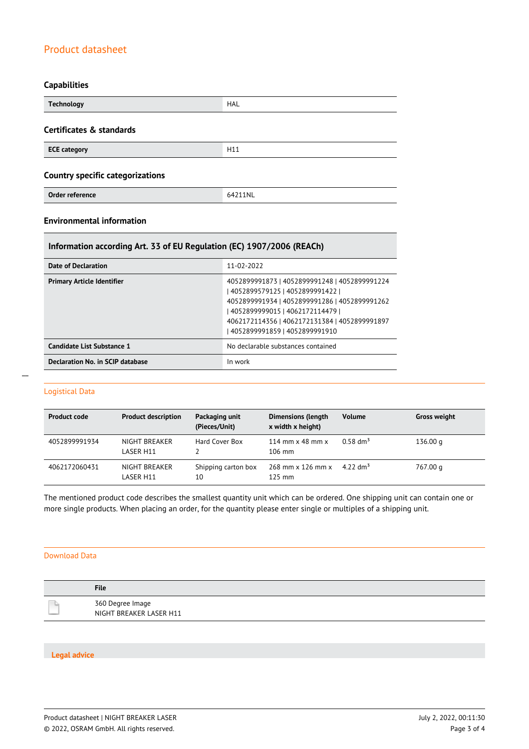## Capabilities

| Technology | HAL |
|---|---|

## Certificates & standards

| ECE category | H11 |
|---|---|

## Country specific categorizations

| Order reference | 64211NL |
|---|---|

## Environmental information

| Information according Art. 33 of EU Regulation (EC) 1907/2006 (REACh) | |
|---|---|
| Date of Declaration | 11-02-2022 |
| Primary Article Identifier | 4052899991873 \| 4052899991248 \| 4052899991224 \| 4052899579125 \| 4052899991422 \| 4052899991934 \| 4052899991286 \| 4052899991262 \| 4052899999015 \| 4062172114479 \| 4062172114356 \| 4062172131384 \| 4052899991897 \| 4052899991859 \| 4052899991910 |
| Candidate List Substance 1 | No declarable substances contained |
| Declaration No. in SCIP database | In work |

## Logistical Data

| Product code | Product description | Packaging unit (Pieces/Unit) | Dimensions (length x width x height) | Volume | Gross weight |
|---|---|---|---|---|---|
| 4052899991934 | NIGHT BREAKER LASER H11 | Hard Cover Box 2 | 114 mm x 48 mm x 106 mm | 0.58 $dm^3$ | 136.00 g |
| 4062172060431 | NIGHT BREAKER LASER H11 | Shipping carton box 10 | 268 mm x 126 mm x 125 mm | 4.22 $dm^3$ | 767.00 g |

The mentioned product code describes the smallest quantity unit which can be ordered. One shipping unit can contain one or more single products. When placing an order, for the quantity please enter single or multiples of a shipping unit.

## Download Data

| | File |
|---|---|
| | 360 Degree Image NIGHT BREAKER LASER H11 |

## Legal advice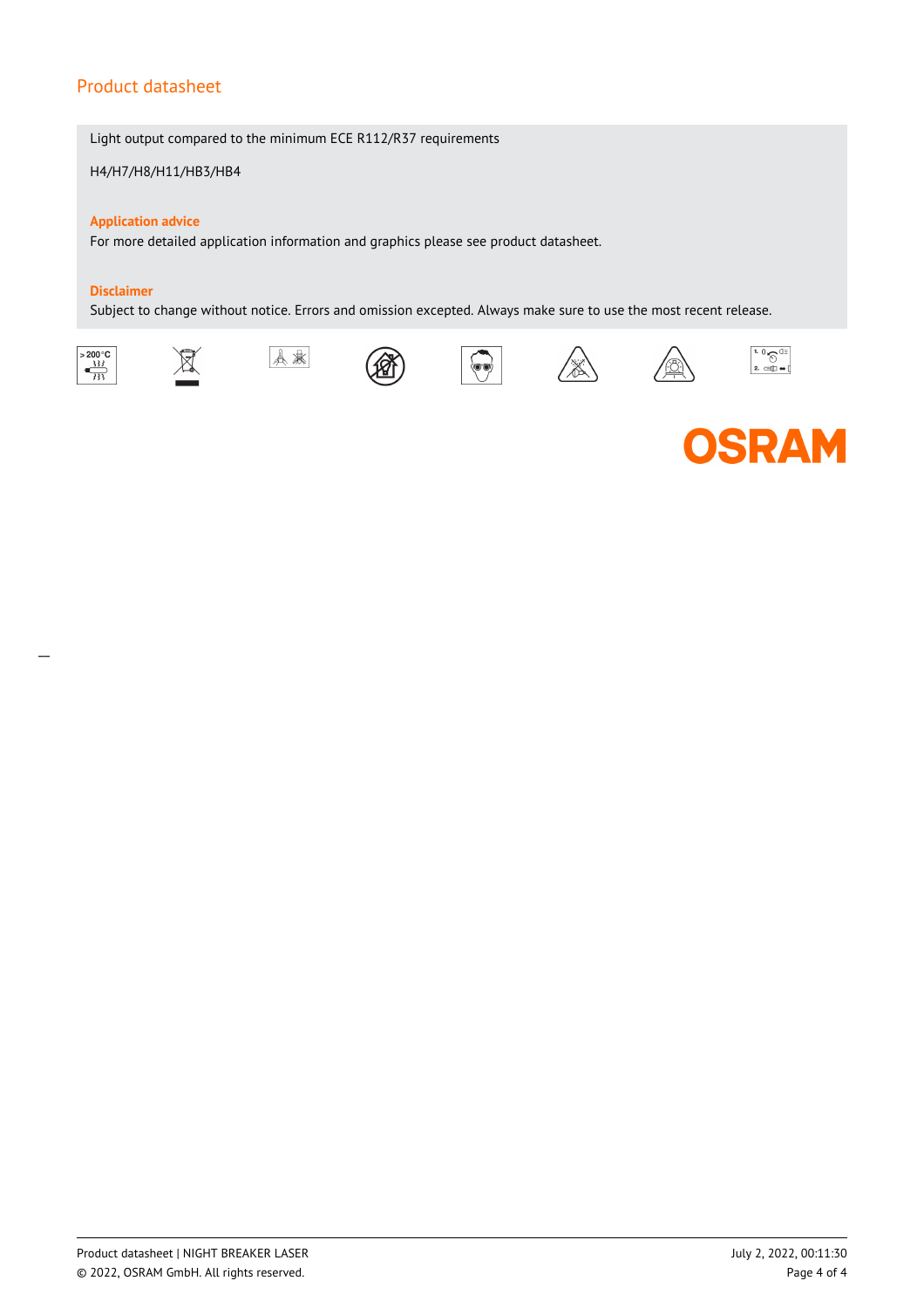Light output compared to the minimum ECE R112/R37 requirements

H4/H7/H8/H11/HB3/HB4

### Application advice

For more detailed application information and graphics please see product datasheet.

### Disclaimer

Subject to change without notice. Errors and omission excepted. Always make sure to use the most recent release.